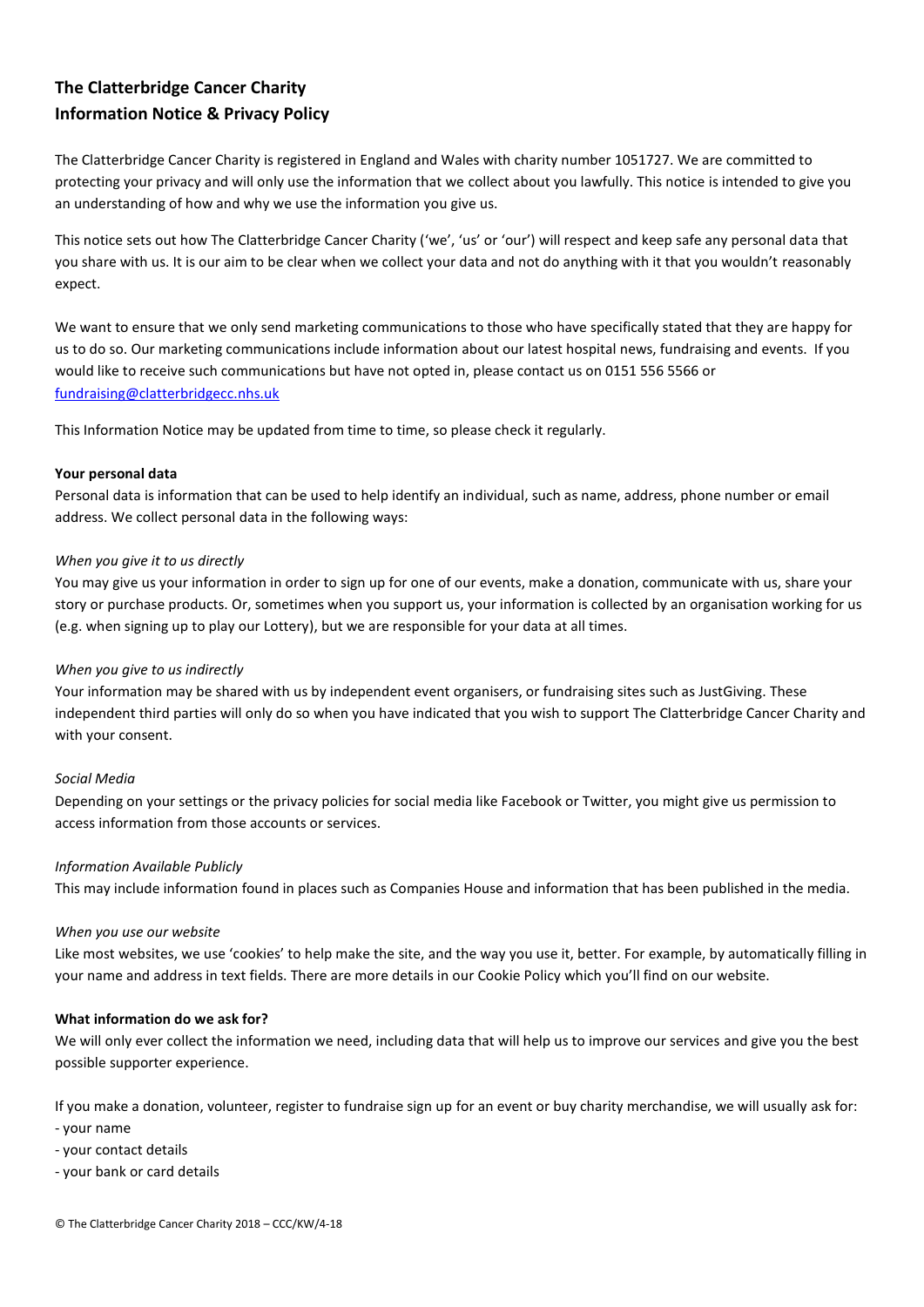# The Clatterbridge Cancer Charity
# Information Notice & Privacy Policy

The Clatterbridge Cancer Charity is registered in England and Wales with charity number 1051727. We are committed to protecting your privacy and will only use the information that we collect about you lawfully. This notice is intended to give you an understanding of how and why we use the information you give us.

This notice sets out how The Clatterbridge Cancer Charity ('we', 'us' or 'our') will respect and keep safe any personal data that you share with us. It is our aim to be clear when we collect your data and not do anything with it that you wouldn't reasonably expect.

We want to ensure that we only send marketing communications to those who have specifically stated that they are happy for us to do so. Our marketing communications include information about our latest hospital news, fundraising and events. If you would like to receive such communications but have not opted in, please contact us on 0151 556 5566 or [fundraising@clatterbridgecc.nhs.uk](mailto:fundraising@clatterbridgecc.nhs.uk)

This Information Notice may be updated from time to time, so please check it regularly.

**Your personal data**

Personal data is information that can be used to help identify an individual, such as name, address, phone number or email address. We collect personal data in the following ways:

*When you give it to us directly*

You may give us your information in order to sign up for one of our events, make a donation, communicate with us, share your story or purchase products. Or, sometimes when you support us, your information is collected by an organisation working for us (e.g. when signing up to play our Lottery), but we are responsible for your data at all times.

*When you give to us indirectly*

Your information may be shared with us by independent event organisers, or fundraising sites such as JustGiving. These independent third parties will only do so when you have indicated that you wish to support The Clatterbridge Cancer Charity and with your consent.

*Social Media*

Depending on your settings or the privacy policies for social media like Facebook or Twitter, you might give us permission to access information from those accounts or services.

*Information Available Publicly*

This may include information found in places such as Companies House and information that has been published in the media.

*When you use our website*

Like most websites, we use 'cookies' to help make the site, and the way you use it, better. For example, by automatically filling in your name and address in text fields. There are more details in our Cookie Policy which you'll find on our website.

**What information do we ask for?**

We will only ever collect the information we need, including data that will help us to improve our services and give you the best possible supporter experience.

If you make a donation, volunteer, register to fundraise sign up for an event or buy charity merchandise, we will usually ask for:

- your name
- your contact details
- your bank or card details

© The Clatterbridge Cancer Charity 2018 – CCC/KW/4-18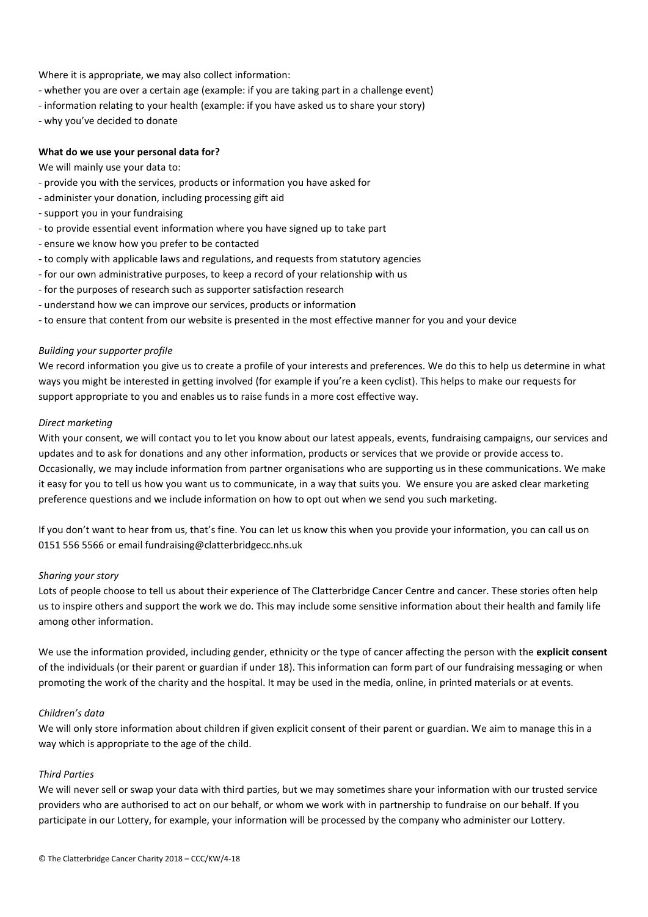Where it is appropriate, we may also collect information:

- whether you are over a certain age (example: if you are taking part in a challenge event)
- information relating to your health (example: if you have asked us to share your story)
- why you've decided to donate

**What do we use your personal data for?**

We will mainly use your data to:

- provide you with the services, products or information you have asked for
- administer your donation, including processing gift aid
- support you in your fundraising
- to provide essential event information where you have signed up to take part
- ensure we know how you prefer to be contacted
- to comply with applicable laws and regulations, and requests from statutory agencies
- for our own administrative purposes, to keep a record of your relationship with us
- for the purposes of research such as supporter satisfaction research
- understand how we can improve our services, products or information
- to ensure that content from our website is presented in the most effective manner for you and your device

*Building your supporter profile*

We record information you give us to create a profile of your interests and preferences. We do this to help us determine in what ways you might be interested in getting involved (for example if you're a keen cyclist). This helps to make our requests for support appropriate to you and enables us to raise funds in a more cost effective way.

*Direct marketing*

With your consent, we will contact you to let you know about our latest appeals, events, fundraising campaigns, our services and updates and to ask for donations and any other information, products or services that we provide or provide access to. Occasionally, we may include information from partner organisations who are supporting us in these communications. We make it easy for you to tell us how you want us to communicate, in a way that suits you. We ensure you are asked clear marketing preference questions and we include information on how to opt out when we send you such marketing.

If you don't want to hear from us, that's fine. You can let us know this when you provide your information, you can call us on 0151 556 5566 or email fundraising@clatterbridgecc.nhs.uk

*Sharing your story*

Lots of people choose to tell us about their experience of The Clatterbridge Cancer Centre and cancer. These stories often help us to inspire others and support the work we do. This may include some sensitive information about their health and family life among other information.

We use the information provided, including gender, ethnicity or the type of cancer affecting the person with the **explicit consent** of the individuals (or their parent or guardian if under 18). This information can form part of our fundraising messaging or when promoting the work of the charity and the hospital. It may be used in the media, online, in printed materials or at events.

*Children's data*

We will only store information about children if given explicit consent of their parent or guardian. We aim to manage this in a way which is appropriate to the age of the child.

*Third Parties*

We will never sell or swap your data with third parties, but we may sometimes share your information with our trusted service providers who are authorised to act on our behalf, or whom we work with in partnership to fundraise on our behalf. If you participate in our Lottery, for example, your information will be processed by the company who administer our Lottery.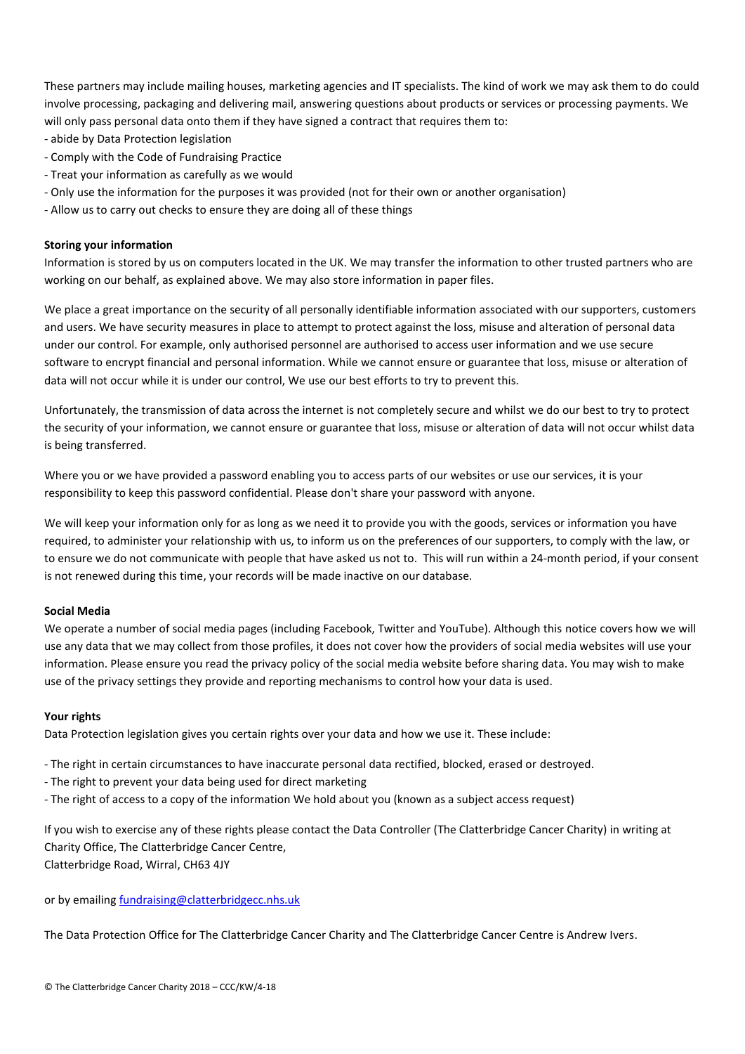These partners may include mailing houses, marketing agencies and IT specialists. The kind of work we may ask them to do could involve processing, packaging and delivering mail, answering questions about products or services or processing payments. We will only pass personal data onto them if they have signed a contract that requires them to:

- abide by Data Protection legislation
- Comply with the Code of Fundraising Practice
- Treat your information as carefully as we would
- Only use the information for the purposes it was provided (not for their own or another organisation)
- Allow us to carry out checks to ensure they are doing all of these things

**Storing your information**

Information is stored by us on computers located in the UK. We may transfer the information to other trusted partners who are working on our behalf, as explained above. We may also store information in paper files.

We place a great importance on the security of all personally identifiable information associated with our supporters, customers and users. We have security measures in place to attempt to protect against the loss, misuse and alteration of personal data under our control. For example, only authorised personnel are authorised to access user information and we use secure software to encrypt financial and personal information. While we cannot ensure or guarantee that loss, misuse or alteration of data will not occur while it is under our control, We use our best efforts to try to prevent this.

Unfortunately, the transmission of data across the internet is not completely secure and whilst we do our best to try to protect the security of your information, we cannot ensure or guarantee that loss, misuse or alteration of data will not occur whilst data is being transferred.

Where you or we have provided a password enabling you to access parts of our websites or use our services, it is your responsibility to keep this password confidential. Please don't share your password with anyone.

We will keep your information only for as long as we need it to provide you with the goods, services or information you have required, to administer your relationship with us, to inform us on the preferences of our supporters, to comply with the law, or to ensure we do not communicate with people that have asked us not to. This will run within a 24-month period, if your consent is not renewed during this time, your records will be made inactive on our database.

**Social Media**

We operate a number of social media pages (including Facebook, Twitter and YouTube). Although this notice covers how we will use any data that we may collect from those profiles, it does not cover how the providers of social media websites will use your information. Please ensure you read the privacy policy of the social media website before sharing data. You may wish to make use of the privacy settings they provide and reporting mechanisms to control how your data is used.

**Your rights**

Data Protection legislation gives you certain rights over your data and how we use it. These include:

- The right in certain circumstances to have inaccurate personal data rectified, blocked, erased or destroyed.
- The right to prevent your data being used for direct marketing
- The right of access to a copy of the information We hold about you (known as a subject access request)

If you wish to exercise any of these rights please contact the Data Controller (The Clatterbridge Cancer Charity) in writing at Charity Office, The Clatterbridge Cancer Centre,
Clatterbridge Road, Wirral, CH63 4JY

or by emailing [fundraising@clatterbridgecc.nhs.uk](mailto:fundraising@clatterbridgecc.nhs.uk)

The Data Protection Office for The Clatterbridge Cancer Charity and The Clatterbridge Cancer Centre is Andrew Ivers.

© The Clatterbridge Cancer Charity 2018 – CCC/KW/4-18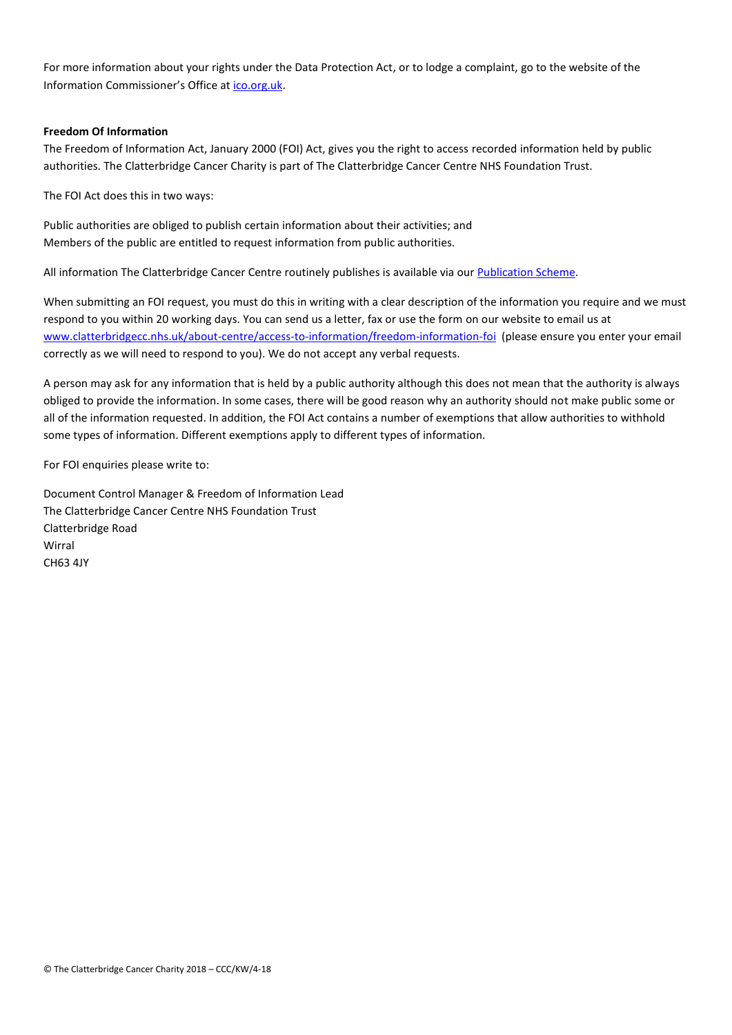For more information about your rights under the Data Protection Act, or to lodge a complaint, go to the website of the Information Commissioner's Office at [ico.org.uk](ico.org.uk).

**Freedom Of Information**

The Freedom of Information Act, January 2000 (FOI) Act, gives you the right to access recorded information held by public authorities. The Clatterbridge Cancer Charity is part of The Clatterbridge Cancer Centre NHS Foundation Trust.

The FOI Act does this in two ways:

Public authorities are obliged to publish certain information about their activities; and
Members of the public are entitled to request information from public authorities.

All information The Clatterbridge Cancer Centre routinely publishes is available via our Publication Scheme.

When submitting an FOI request, you must do this in writing with a clear description of the information you require and we must respond to you within 20 working days. You can send us a letter, fax or use the form on our website to email us at [www.clatterbridgecc.nhs.uk/about-centre/access-to-information/freedom-information-foi](www.clatterbridgecc.nhs.uk/about-centre/access-to-information/freedom-information-foi) (please ensure you enter your email correctly as we will need to respond to you). We do not accept any verbal requests.

A person may ask for any information that is held by a public authority although this does not mean that the authority is always obliged to provide the information. In some cases, there will be good reason why an authority should not make public some or all of the information requested. In addition, the FOI Act contains a number of exemptions that allow authorities to withhold some types of information. Different exemptions apply to different types of information.

For FOI enquiries please write to:

Document Control Manager & Freedom of Information Lead
The Clatterbridge Cancer Centre NHS Foundation Trust
Clatterbridge Road
Wirral
CH63 4JY

© The Clatterbridge Cancer Charity 2018 – CCC/KW/4-18